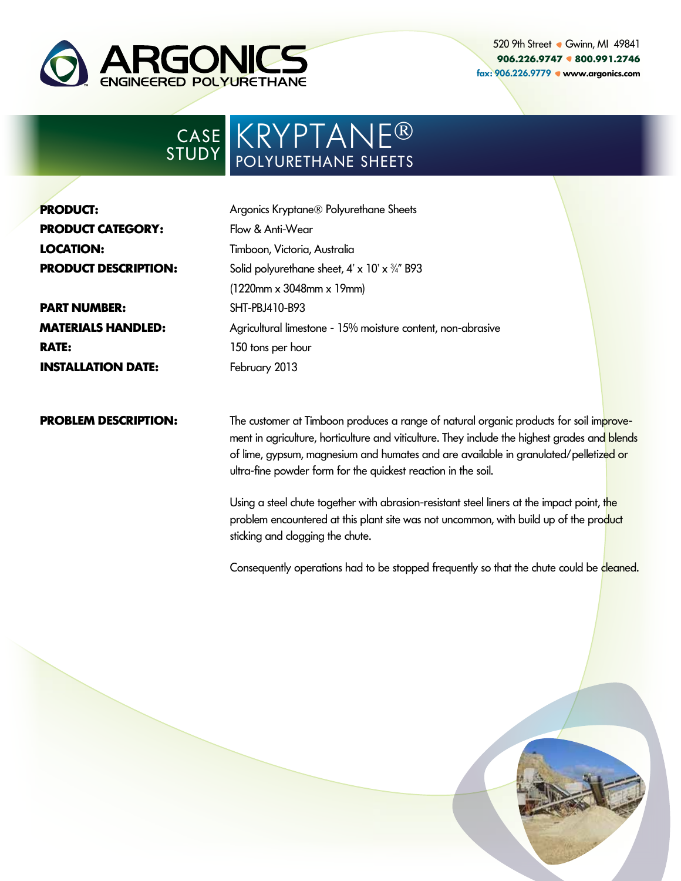# ARGONICS
ENGINEERED POLYURETHANE

520 9th Street • Gwinn, MI 49841
**906.226.9747 • 800.991.2746**
**fax: 906.226.9779 • www.argonics.com**

## CASE STUDY — KRYPTANE® POLYURETHANE SHEETS

**PRODUCT:** Argonics Kryptane® Polyurethane Sheets

**PRODUCT CATEGORY:** Flow & Anti-Wear

**LOCATION:** Timboon, Victoria, Australia

**PRODUCT DESCRIPTION:** Solid polyurethane sheet, 4' x 10' x ¾" B93 (1220mm x 3048mm x 19mm)

**PART NUMBER:** SHT-PBJ410-B93

**MATERIALS HANDLED:** Agricultural limestone - 15% moisture content, non-abrasive

**RATE:** 150 tons per hour

**INSTALLATION DATE:** February 2013

**PROBLEM DESCRIPTION:**

The customer at Timboon produces a range of natural organic products for soil improvement in agriculture, horticulture and viticulture. They include the highest grades and blends of lime, gypsum, magnesium and humates and are available in granulated/pelletized or ultra-fine powder form for the quickest reaction in the soil.

Using a steel chute together with abrasion-resistant steel liners at the impact point, the problem encountered at this plant site was not uncommon, with build up of the product sticking and clogging the chute.

Consequently operations had to be stopped frequently so that the chute could be cleaned.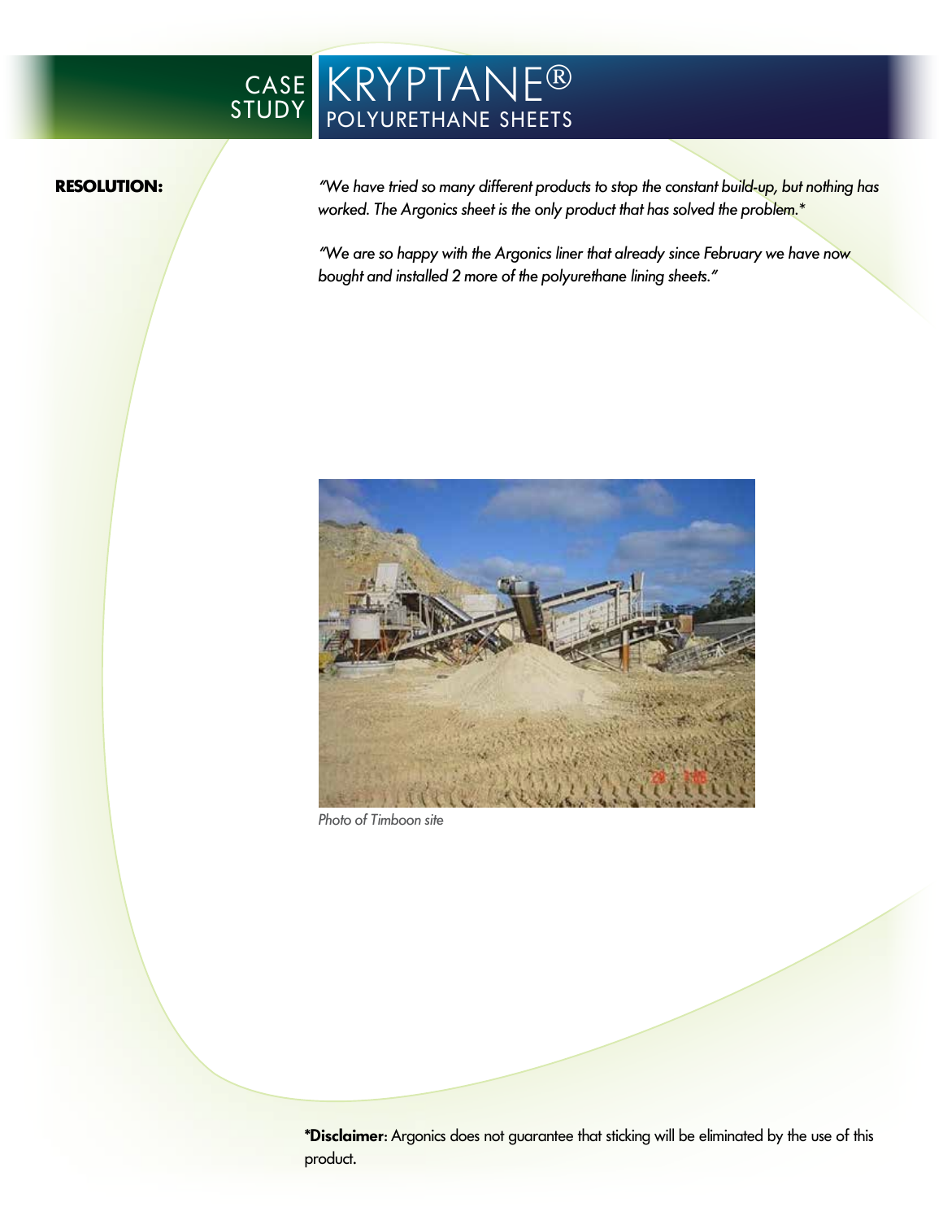# CASE STUDY KRYPTANE® POLYURETHANE SHEETS

**RESOLUTION:**

*"We have tried so many different products to stop the constant build-up, but nothing has worked. The Argonics sheet is the only product that has solved the problem.**

*"We are so happy with the Argonics liner that already since February we have now bought and installed 2 more of the polyurethane lining sheets."*

*Photo of Timboon site*

***Disclaimer**: Argonics does not guarantee that sticking will be eliminated by the use of this product.